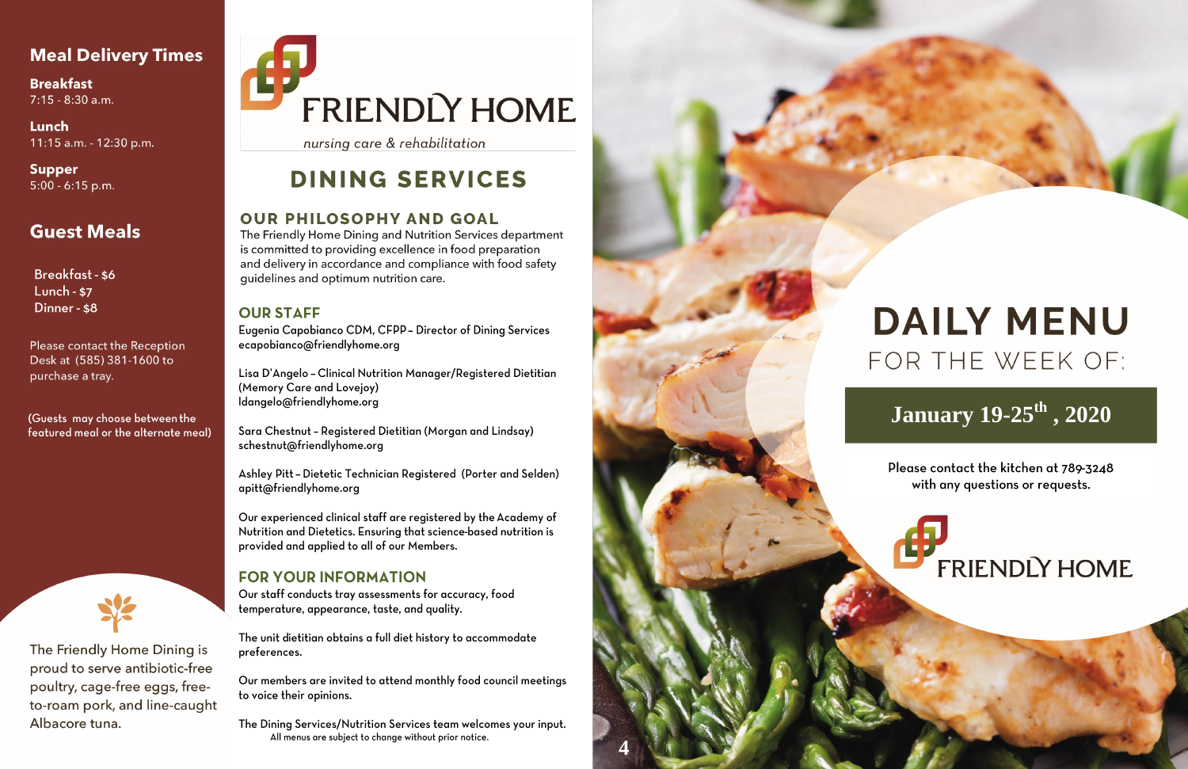## Meal Delivery Times

**Breakfast**
7:15 - 8:30 a.m.

**Lunch**
11:15 a.m. - 12:30 p.m.

**Supper**
5:00 - 6:15 p.m.

## Guest Meals

Breakfast - $6
Lunch - $7
Dinner - $8

Please contact the Reception Desk at (585) 381-1600 to purchase a tray.

(Guests may choose between the featured meal or the alternate meal)

The Friendly Home Dining is proud to serve antibiotic-free poultry, cage-free eggs, free-to-roam pork, and line-caught Albacore tuna.

# FRIENDLY HOME

*nursing care & rehabilitation*

# DINING SERVICES

## OUR PHILOSOPHY AND GOAL

The Friendly Home Dining and Nutrition Services department is committed to providing excellence in food preparation and delivery in accordance and compliance with food safety guidelines and optimum nutrition care.

## OUR STAFF

Eugenia Capobianco CDM, CFPP – Director of Dining Services
ecapobianco@friendlyhome.org

Lisa D'Angelo – Clinical Nutrition Manager/Registered Dietitian (Memory Care and Lovejoy)
ldangelo@friendlyhome.org

Sara Chestnut – Registered Dietitian (Morgan and Lindsay)
schestnut@friendlyhome.org

Ashley Pitt – Dietetic Technician Registered (Porter and Selden)
apitt@friendlyhome.org

Our experienced clinical staff are registered by the Academy of Nutrition and Dietetics. Ensuring that science-based nutrition is provided and applied to all of our Members.

## FOR YOUR INFORMATION

Our staff conducts tray assessments for accuracy, food temperature, appearance, taste, and quality.

The unit dietitian obtains a full diet history to accommodate preferences.

Our members are invited to attend monthly food council meetings to voice their opinions.

The Dining Services/Nutrition Services team welcomes your input.

All menus are subject to change without prior notice.

# DAILY MENU

FOR THE WEEK OF:

## January 19-25th, 2020

Please contact the kitchen at 789-3248 with any questions or requests.

FRIENDLY HOME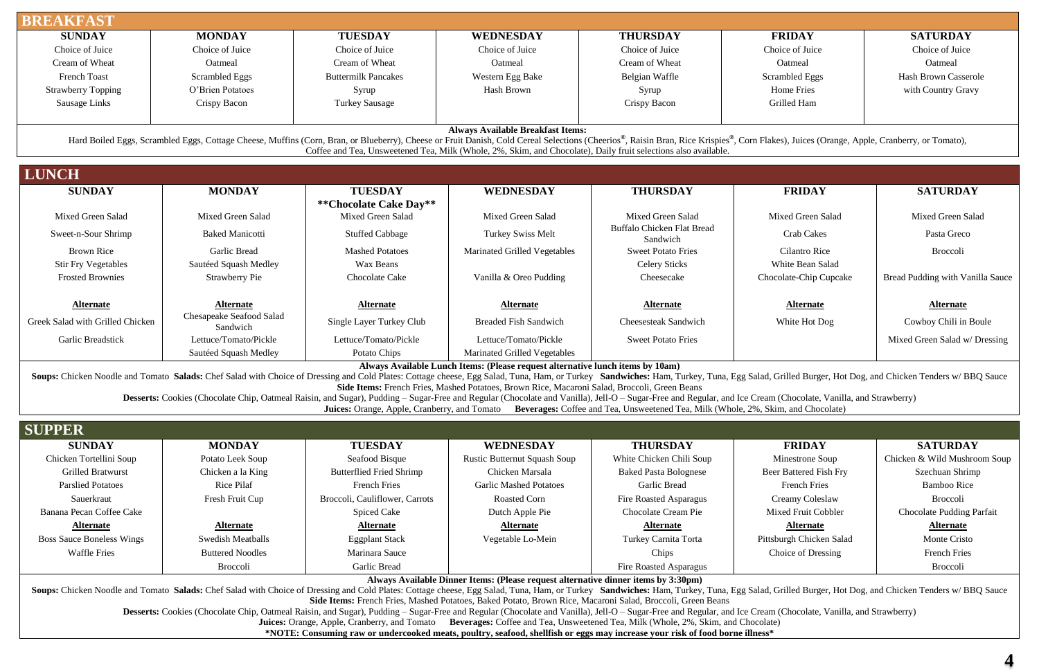## BREAKFAST

| SUNDAY | MONDAY | TUESDAY | WEDNESDAY | THURSDAY | FRIDAY | SATURDAY |
|---|---|---|---|---|---|---|
| Choice of Juice | Choice of Juice | Choice of Juice | Choice of Juice | Choice of Juice | Choice of Juice | Choice of Juice |
| Cream of Wheat | Oatmeal | Cream of Wheat | Oatmeal | Cream of Wheat | Oatmeal | Oatmeal |
| French Toast | Scrambled Eggs | Buttermilk Pancakes | Western Egg Bake | Belgian Waffle | Scrambled Eggs | Hash Brown Casserole |
| Strawberry Topping | O'Brien Potatoes | Syrup | Hash Brown | Syrup | Home Fries | with Country Gravy |
| Sausage Links | Crispy Bacon | Turkey Sausage | | Crispy Bacon | Grilled Ham | |

**Always Available Breakfast Items:**
Hard Boiled Eggs, Scrambled Eggs, Cottage Cheese, Muffins (Corn, Bran, or Blueberry), Cheese or Fruit Danish, Cold Cereal Selections (Cheerios®, Raisin Bran, Rice Krispies®, Corn Flakes), Juices (Orange, Apple, Cranberry, or Tomato), Coffee and Tea, Unsweetened Tea, Milk (Whole, 2%, Skim, and Chocolate), Daily fruit selections also available.

## LUNCH

| SUNDAY | MONDAY | TUESDAY | WEDNESDAY | THURSDAY | FRIDAY | SATURDAY |
|---|---|---|---|---|---|---|
| | | **Chocolate Cake Day** | | | | |
| Mixed Green Salad | Mixed Green Salad | Mixed Green Salad | Mixed Green Salad | Mixed Green Salad | Mixed Green Salad | Mixed Green Salad |
| Sweet-n-Sour Shrimp | Baked Manicotti | Stuffed Cabbage | Turkey Swiss Melt | Buffalo Chicken Flat Bread Sandwich | Crab Cakes | Pasta Greco |
| Brown Rice | Garlic Bread | Mashed Potatoes | Marinated Grilled Vegetables | Sweet Potato Fries | Cilantro Rice | Broccoli |
| Stir Fry Vegetables | Sautéed Squash Medley | Wax Beans | | Celery Sticks | White Bean Salad | |
| Frosted Brownies | Strawberry Pie | Chocolate Cake | Vanilla & Oreo Pudding | Cheesecake | Chocolate-Chip Cupcake | Bread Pudding with Vanilla Sauce |
| **Alternate** | **Alternate** | **Alternate** | **Alternate** | **Alternate** | **Alternate** | **Alternate** |
| Greek Salad with Grilled Chicken | Chesapeake Seafood Salad Sandwich | Single Layer Turkey Club | Breaded Fish Sandwich | Cheesesteak Sandwich | White Hot Dog | Cowboy Chili in Boule |
| Garlic Breadstick | Lettuce/Tomato/Pickle | Lettuce/Tomato/Pickle | Lettuce/Tomato/Pickle | Sweet Potato Fries | | Mixed Green Salad w/ Dressing |
| | Sautéed Squash Medley | Potato Chips | Marinated Grilled Vegetables | | | |

**Always Available Lunch Items: (Please request alternative lunch items by 10am)**
**Soups:** Chicken Noodle and Tomato **Salads:** Chef Salad with Choice of Dressing and Cold Plates: Cottage cheese, Egg Salad, Tuna, Ham, or Turkey **Sandwiches:** Ham, Turkey, Tuna, Egg Salad, Grilled Burger, Hot Dog, and Chicken Tenders w/ BBQ Sauce
**Side Items:** French Fries, Mashed Potatoes, Brown Rice, Macaroni Salad, Broccoli, Green Beans
**Desserts:** Cookies (Chocolate Chip, Oatmeal Raisin, and Sugar), Pudding – Sugar-Free and Regular (Chocolate and Vanilla), Jell-O – Sugar-Free and Regular, and Ice Cream (Chocolate, Vanilla, and Strawberry)
**Juices:** Orange, Apple, Cranberry, and Tomato **Beverages:** Coffee and Tea, Unsweetened Tea, Milk (Whole, 2%, Skim, and Chocolate)

## SUPPER

| SUNDAY | MONDAY | TUESDAY | WEDNESDAY | THURSDAY | FRIDAY | SATURDAY |
|---|---|---|---|---|---|---|
| Chicken Tortellini Soup | Potato Leek Soup | Seafood Bisque | Rustic Butternut Squash Soup | White Chicken Chili Soup | Minestrone Soup | Chicken & Wild Mushroom Soup |
| Grilled Bratwurst | Chicken a la King | Butterflied Fried Shrimp | Chicken Marsala | Baked Pasta Bolognese | Beer Battered Fish Fry | Szechuan Shrimp |
| Parslied Potatoes | Rice Pilaf | French Fries | Garlic Mashed Potatoes | Garlic Bread | French Fries | Bamboo Rice |
| Sauerkraut | Fresh Fruit Cup | Broccoli, Cauliflower, Carrots | Roasted Corn | Fire Roasted Asparagus | Creamy Coleslaw | Broccoli |
| Banana Pecan Coffee Cake | | Spiced Cake | Dutch Apple Pie | Chocolate Cream Pie | Mixed Fruit Cobbler | Chocolate Pudding Parfait |
| **Alternate** | **Alternate** | **Alternate** | **Alternate** | **Alternate** | **Alternate** | **Alternate** |
| Boss Sauce Boneless Wings | Swedish Meatballs | Eggplant Stack | Vegetable Lo-Mein | Turkey Carnita Torta | Pittsburgh Chicken Salad | Monte Cristo |
| Waffle Fries | Buttered Noodles | Marinara Sauce | | Chips | Choice of Dressing | French Fries |
| | Broccoli | Garlic Bread | | Fire Roasted Asparagus | | Broccoli |

**Always Available Dinner Items: (Please request alternative dinner items by 3:30pm)**
**Soups:** Chicken Noodle and Tomato **Salads:** Chef Salad with Choice of Dressing and Cold Plates: Cottage cheese, Egg Salad, Tuna, Ham, or Turkey **Sandwiches:** Ham, Turkey, Tuna, Egg Salad, Grilled Burger, Hot Dog, and Chicken Tenders w/ BBQ Sauce
**Side Items:** French Fries, Mashed Potatoes, Baked Potato, Brown Rice, Macaroni Salad, Broccoli, Green Beans
**Desserts:** Cookies (Chocolate Chip, Oatmeal Raisin, and Sugar), Pudding – Sugar-Free and Regular (Chocolate and Vanilla), Jell-O – Sugar-Free and Regular, and Ice Cream (Chocolate, Vanilla, and Strawberry)
**Juices:** Orange, Apple, Cranberry, and Tomato **Beverages:** Coffee and Tea, Unsweetened Tea, Milk (Whole, 2%, Skim, and Chocolate)
***NOTE: Consuming raw or undercooked meats, poultry, seafood, shellfish or eggs may increase your risk of food borne illness***